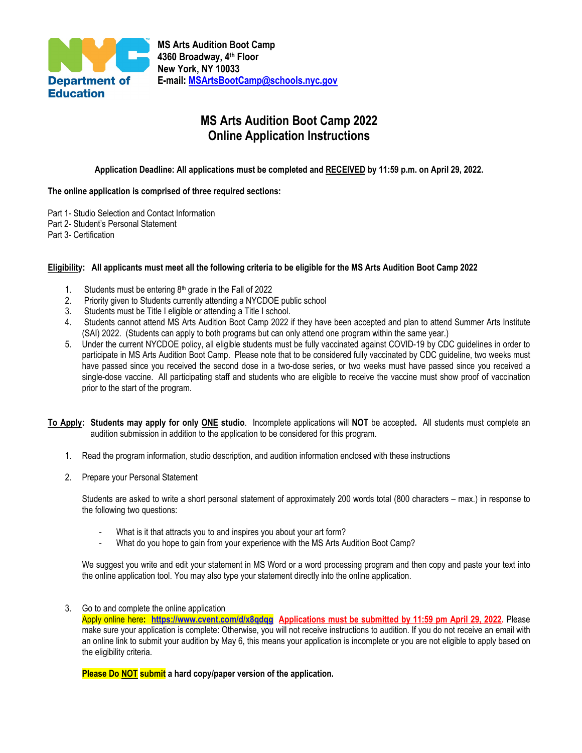NYC Department of Education

**MS Arts Audition Boot Camp**
**4360 Broadway, 4th Floor**
**New York, NY 10033**
**E-mail: MSArtsBootCamp@schools.nyc.gov**

# MS Arts Audition Boot Camp 2022
# Online Application Instructions

**Application Deadline: All applications must be completed and RECEIVED by 11:59 p.m. on April 29, 2022.**

**The online application is comprised of three required sections:**

Part 1- Studio Selection and Contact Information
Part 2- Student's Personal Statement
Part 3- Certification

**Eligibility: All applicants must meet all the following criteria to be eligible for the MS Arts Audition Boot Camp 2022**

1. Students must be entering 8th grade in the Fall of 2022
2. Priority given to Students currently attending a NYCDOE public school
3. Students must be Title I eligible or attending a Title I school.
4. Students cannot attend MS Arts Audition Boot Camp 2022 if they have been accepted and plan to attend Summer Arts Institute (SAI) 2022. (Students can apply to both programs but can only attend one program within the same year.)
5. Under the current NYCDOE policy, all eligible students must be fully vaccinated against COVID-19 by CDC guidelines in order to participate in MS Arts Audition Boot Camp. Please note that to be considered fully vaccinated by CDC guideline, two weeks must have passed since you received the second dose in a two-dose series, or two weeks must have passed since you received a single-dose vaccine. All participating staff and students who are eligible to receive the vaccine must show proof of vaccination prior to the start of the program.

**To Apply: Students may apply for only ONE studio**. Incomplete applications will **NOT** be accepted**.** All students must complete an audition submission in addition to the application to be considered for this program.

1. Read the program information, studio description, and audition information enclosed with these instructions

2. Prepare your Personal Statement

   Students are asked to write a short personal statement of approximately 200 words total (800 characters – max.) in response to the following two questions:

   - What is it that attracts you to and inspires you about your art form?
   - What do you hope to gain from your experience with the MS Arts Audition Boot Camp?

   We suggest you write and edit your statement in MS Word or a word processing program and then copy and paste your text into the online application tool. You may also type your statement directly into the online application.

3. Go to and complete the online application
   Apply online here**: https://www.cvent.com/d/x8qdqg** **Applications must be submitted by 11:59 pm April 29, 2022**. Please make sure your application is complete: Otherwise, you will not receive instructions to audition. If you do not receive an email with an online link to submit your audition by May 6, this means your application is incomplete or you are not eligible to apply based on the eligibility criteria.

   **Please Do NOT submit a hard copy/paper version of the application.**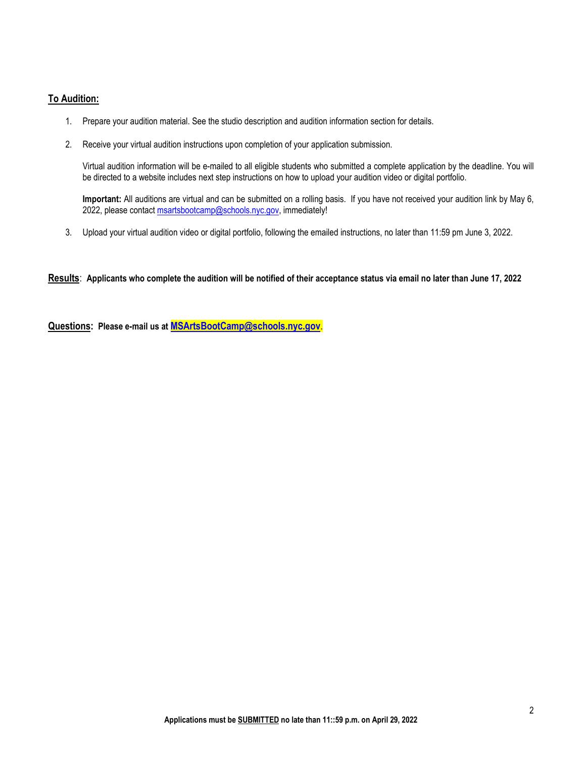## To Audition:

1. Prepare your audition material. See the studio description and audition information section for details.

2. Receive your virtual audition instructions upon completion of your application submission.

   Virtual audition information will be e-mailed to all eligible students who submitted a complete application by the deadline. You will be directed to a website includes next step instructions on how to upload your audition video or digital portfolio.

   **Important:** All auditions are virtual and can be submitted on a rolling basis. If you have not received your audition link by May 6, 2022, please contact msartsbootcamp@schools.nyc.gov, immediately!

3. Upload your virtual audition video or digital portfolio, following the emailed instructions, no later than 11:59 pm June 3, 2022.

**Results**: **Applicants who complete the audition will be notified of their acceptance status via email no later than June 17, 2022**

**Questions: Please e-mail us at MSArtsBootCamp@schools.nyc.gov.**

**Applications must be SUBMITTED no late than 11::59 p.m. on April 29, 2022**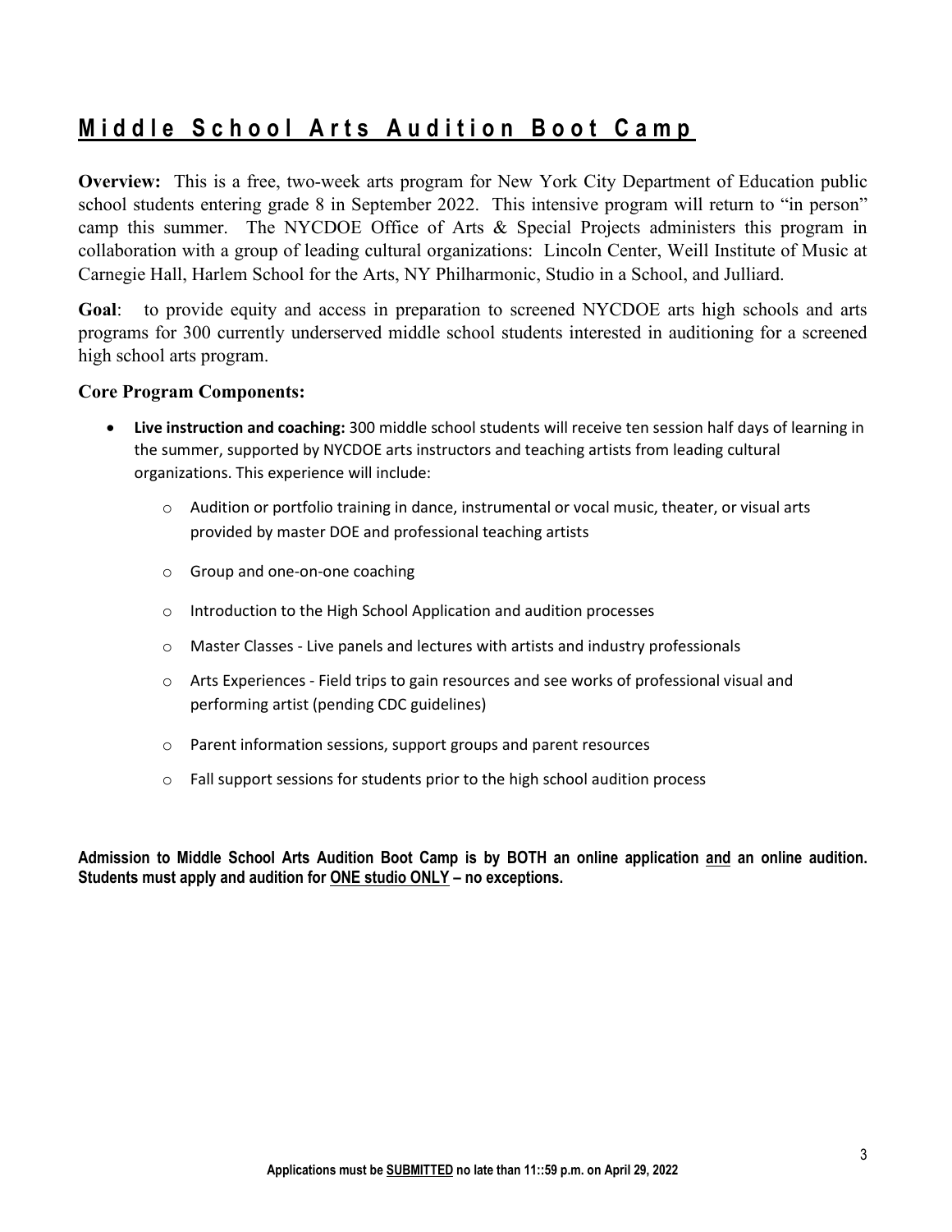# Middle School Arts Audition Boot Camp

**Overview:** This is a free, two-week arts program for New York City Department of Education public school students entering grade 8 in September 2022. This intensive program will return to "in person" camp this summer. The NYCDOE Office of Arts & Special Projects administers this program in collaboration with a group of leading cultural organizations: Lincoln Center, Weill Institute of Music at Carnegie Hall, Harlem School for the Arts, NY Philharmonic, Studio in a School, and Julliard.

**Goal**: to provide equity and access in preparation to screened NYCDOE arts high schools and arts programs for 300 currently underserved middle school students interested in auditioning for a screened high school arts program.

### Core Program Components:

- **Live instruction and coaching:** 300 middle school students will receive ten session half days of learning in the summer, supported by NYCDOE arts instructors and teaching artists from leading cultural organizations. This experience will include:
  - Audition or portfolio training in dance, instrumental or vocal music, theater, or visual arts provided by master DOE and professional teaching artists
  - Group and one-on-one coaching
  - Introduction to the High School Application and audition processes
  - Master Classes - Live panels and lectures with artists and industry professionals
  - Arts Experiences - Field trips to gain resources and see works of professional visual and performing artist (pending CDC guidelines)
  - Parent information sessions, support groups and parent resources
  - Fall support sessions for students prior to the high school audition process

**Admission to Middle School Arts Audition Boot Camp is by BOTH an online application <u>and</u> an online audition. Students must apply and audition for <u>ONE studio ONLY</u> – no exceptions.**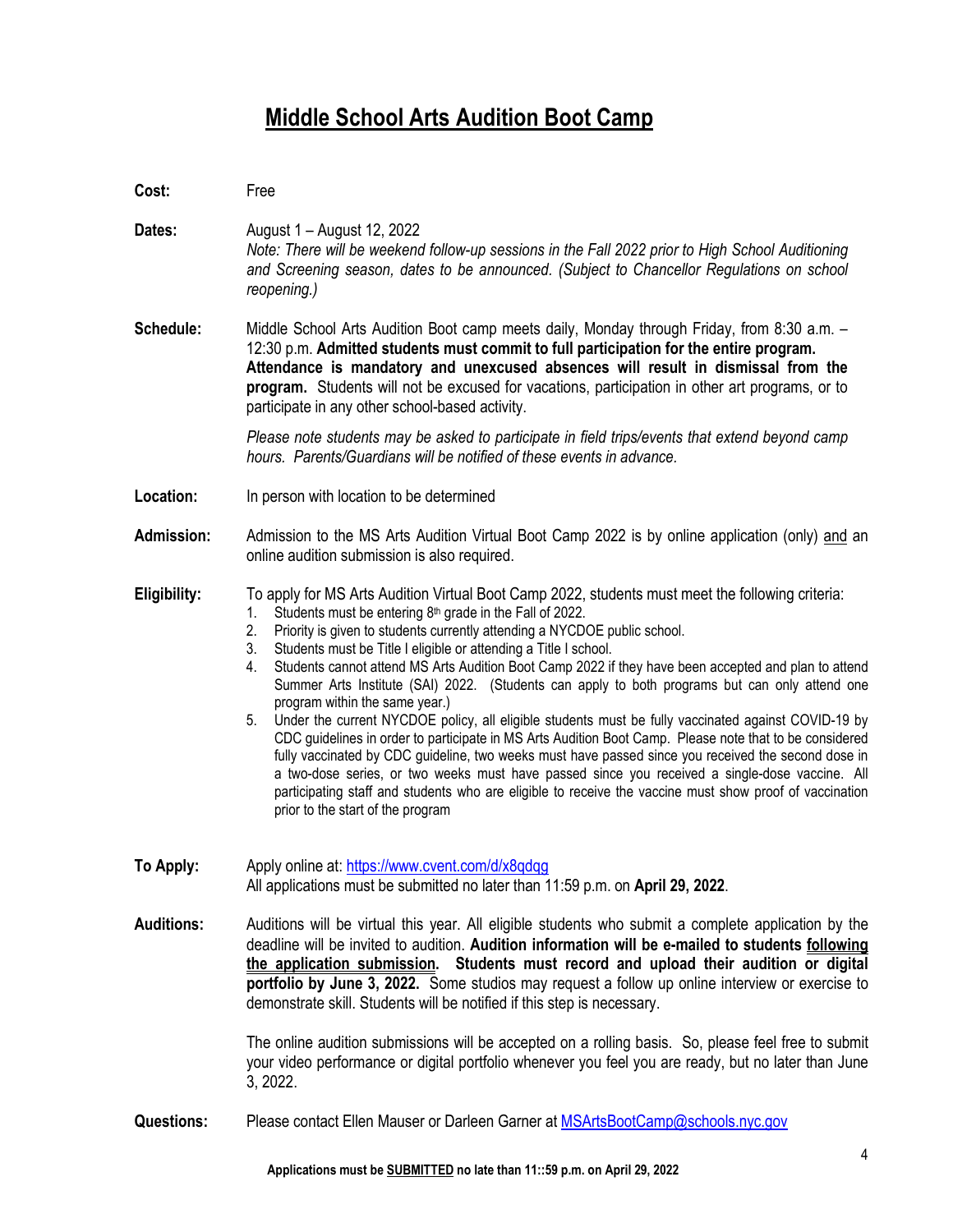# Middle School Arts Audition Boot Camp

**Cost:** Free

**Dates:** August 1 – August 12, 2022
*Note: There will be weekend follow-up sessions in the Fall 2022 prior to High School Auditioning and Screening season, dates to be announced. (Subject to Chancellor Regulations on school reopening.)*

**Schedule:** Middle School Arts Audition Boot camp meets daily, Monday through Friday, from 8:30 a.m. – 12:30 p.m. **Admitted students must commit to full participation for the entire program. Attendance is mandatory and unexcused absences will result in dismissal from the program.** Students will not be excused for vacations, participation in other art programs, or to participate in any other school-based activity.

*Please note students may be asked to participate in field trips/events that extend beyond camp hours. Parents/Guardians will be notified of these events in advance.*

**Location:** In person with location to be determined

**Admission:** Admission to the MS Arts Audition Virtual Boot Camp 2022 is by online application (only) and an online audition submission is also required.

**Eligibility:** To apply for MS Arts Audition Virtual Boot Camp 2022, students must meet the following criteria:

1. Students must be entering 8th grade in the Fall of 2022.
2. Priority is given to students currently attending a NYCDOE public school.
3. Students must be Title I eligible or attending a Title I school.
4. Students cannot attend MS Arts Audition Boot Camp 2022 if they have been accepted and plan to attend Summer Arts Institute (SAI) 2022. (Students can apply to both programs but can only attend one program within the same year.)
5. Under the current NYCDOE policy, all eligible students must be fully vaccinated against COVID-19 by CDC guidelines in order to participate in MS Arts Audition Boot Camp. Please note that to be considered fully vaccinated by CDC guideline, two weeks must have passed since you received the second dose in a two-dose series, or two weeks must have passed since you received a single-dose vaccine. All participating staff and students who are eligible to receive the vaccine must show proof of vaccination prior to the start of the program

**To Apply:** Apply online at: https://www.cvent.com/d/x8qdqg
All applications must be submitted no later than 11:59 p.m. on **April 29, 2022**.

**Auditions:** Auditions will be virtual this year. All eligible students who submit a complete application by the deadline will be invited to audition. **Audition information will be e-mailed to students following the application submission. Students must record and upload their audition or digital portfolio by June 3, 2022.** Some studios may request a follow up online interview or exercise to demonstrate skill. Students will be notified if this step is necessary.

The online audition submissions will be accepted on a rolling basis. So, please feel free to submit your video performance or digital portfolio whenever you feel you are ready, but no later than June 3, 2022.

**Questions:** Please contact Ellen Mauser or Darleen Garner at MSArtsBootCamp@schools.nyc.gov

**Applications must be SUBMITTED no late than 11::59 p.m. on April 29, 2022**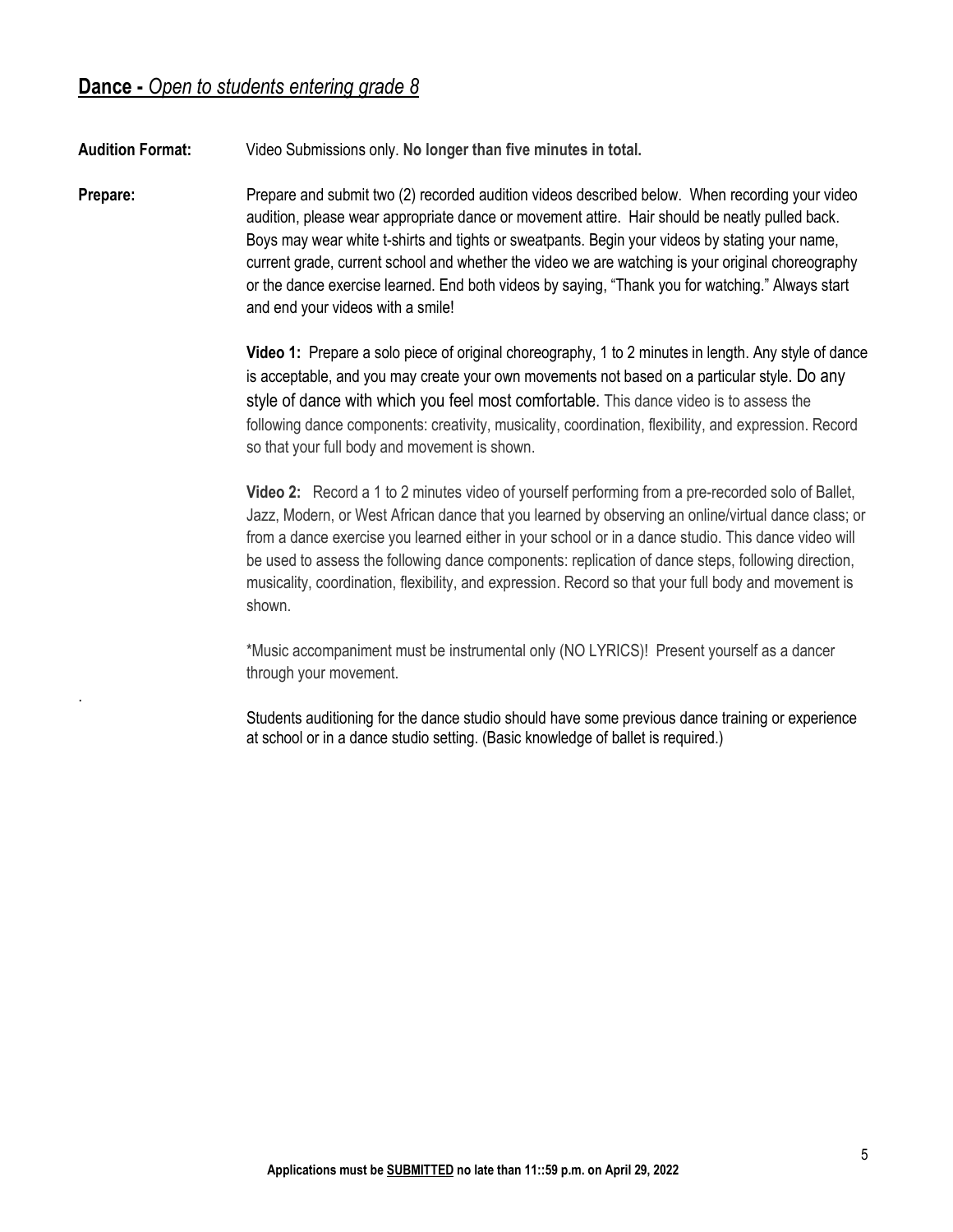## **Dance -** *Open to students entering grade 8*

**Audition Format:** Video Submissions only. **No longer than five minutes in total.**

**Prepare:** Prepare and submit two (2) recorded audition videos described below. When recording your video audition, please wear appropriate dance or movement attire. Hair should be neatly pulled back. Boys may wear white t-shirts and tights or sweatpants. Begin your videos by stating your name, current grade, current school and whether the video we are watching is your original choreography or the dance exercise learned. End both videos by saying, "Thank you for watching." Always start and end your videos with a smile!

**Video 1:** Prepare a solo piece of original choreography, 1 to 2 minutes in length. Any style of dance is acceptable, and you may create your own movements not based on a particular style. Do any style of dance with which you feel most comfortable. This dance video is to assess the following dance components: creativity, musicality, coordination, flexibility, and expression. Record so that your full body and movement is shown.

**Video 2:** Record a 1 to 2 minutes video of yourself performing from a pre-recorded solo of Ballet, Jazz, Modern, or West African dance that you learned by observing an online/virtual dance class; or from a dance exercise you learned either in your school or in a dance studio. This dance video will be used to assess the following dance components: replication of dance steps, following direction, musicality, coordination, flexibility, and expression. Record so that your full body and movement is shown.

*Music accompaniment must be instrumental only (NO LYRICS)! Present yourself as a dancer through your movement.

Students auditioning for the dance studio should have some previous dance training or experience at school or in a dance studio setting. (Basic knowledge of ballet is required.)

**Applications must be <u>SUBMITTED</u> no late than 11::59 p.m. on April 29, 2022**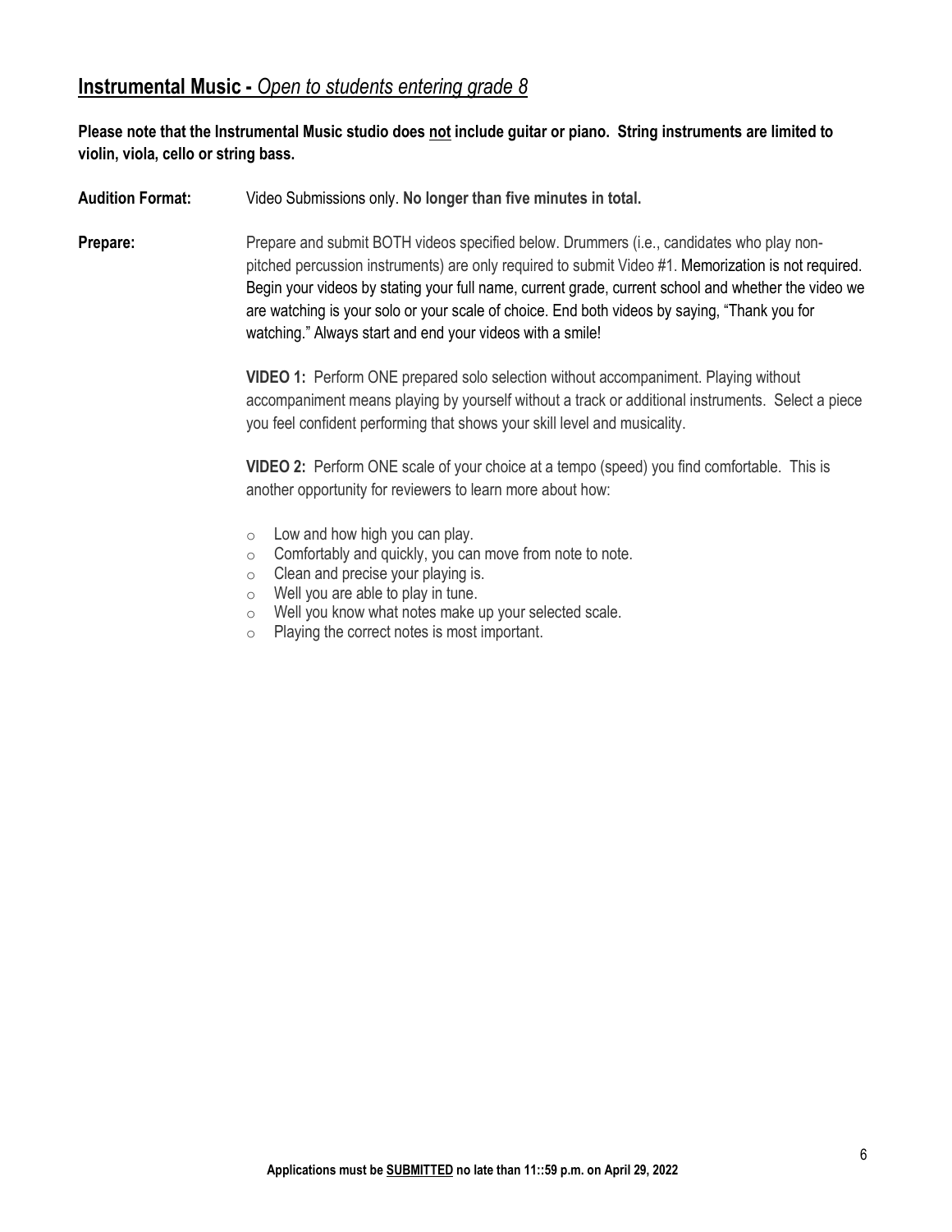## **Instrumental Music -** *Open to students entering grade 8*

**Please note that the Instrumental Music studio does not include guitar or piano. String instruments are limited to violin, viola, cello or string bass.**

**Audition Format:** Video Submissions only. **No longer than five minutes in total.**

**Prepare:** Prepare and submit BOTH videos specified below. Drummers (i.e., candidates who play non-pitched percussion instruments) are only required to submit Video #1. Memorization is not required. Begin your videos by stating your full name, current grade, current school and whether the video we are watching is your solo or your scale of choice. End both videos by saying, "Thank you for watching." Always start and end your videos with a smile!

**VIDEO 1:** Perform ONE prepared solo selection without accompaniment. Playing without accompaniment means playing by yourself without a track or additional instruments. Select a piece you feel confident performing that shows your skill level and musicality.

**VIDEO 2:** Perform ONE scale of your choice at a tempo (speed) you find comfortable. This is another opportunity for reviewers to learn more about how:

- Low and how high you can play.
- Comfortably and quickly, you can move from note to note.
- Clean and precise your playing is.
- Well you are able to play in tune.
- Well you know what notes make up your selected scale.
- Playing the correct notes is most important.

**Applications must be SUBMITTED no late than 11::59 p.m. on April 29, 2022**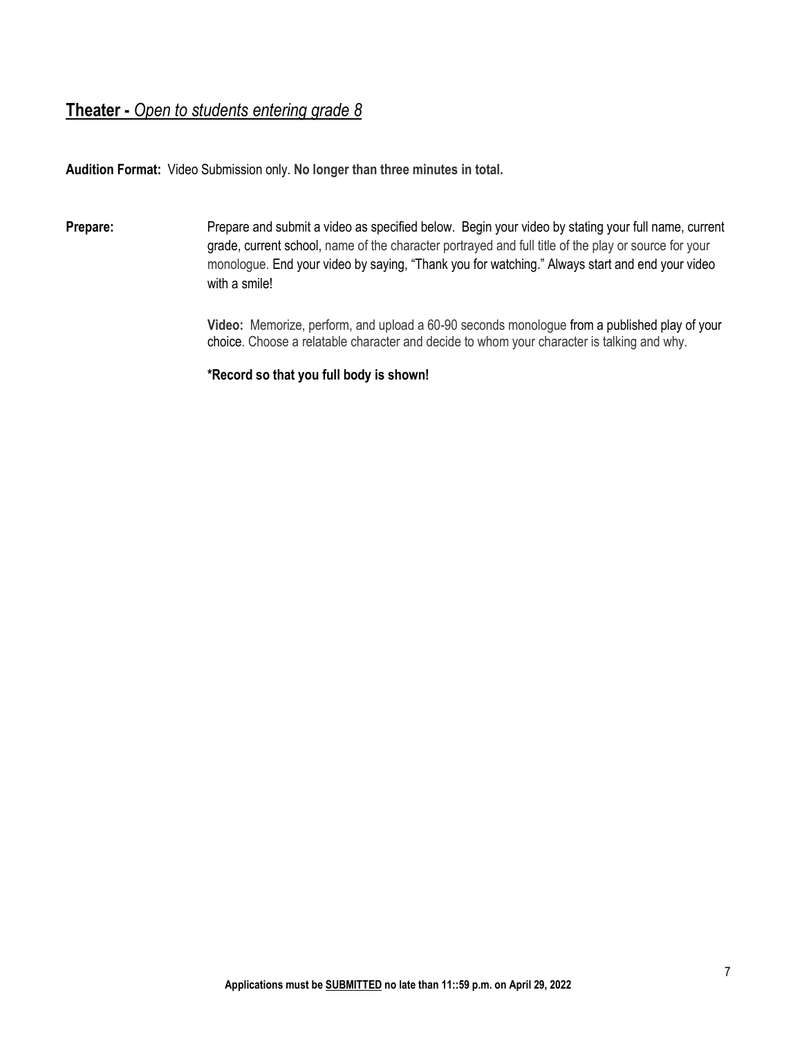## Theater - *Open to students entering grade 8*

**Audition Format:** Video Submission only. **No longer than three minutes in total.**

**Prepare:** Prepare and submit a video as specified below. Begin your video by stating your full name, current grade, current school, name of the character portrayed and full title of the play or source for your monologue. End your video by saying, "Thank you for watching." Always start and end your video with a smile!

**Video:** Memorize, perform, and upload a 60-90 seconds monologue from a published play of your choice. Choose a relatable character and decide to whom your character is talking and why.

**\*Record so that you full body is shown!**

**Applications must be SUBMITTED no late than 11::59 p.m. on April 29, 2022**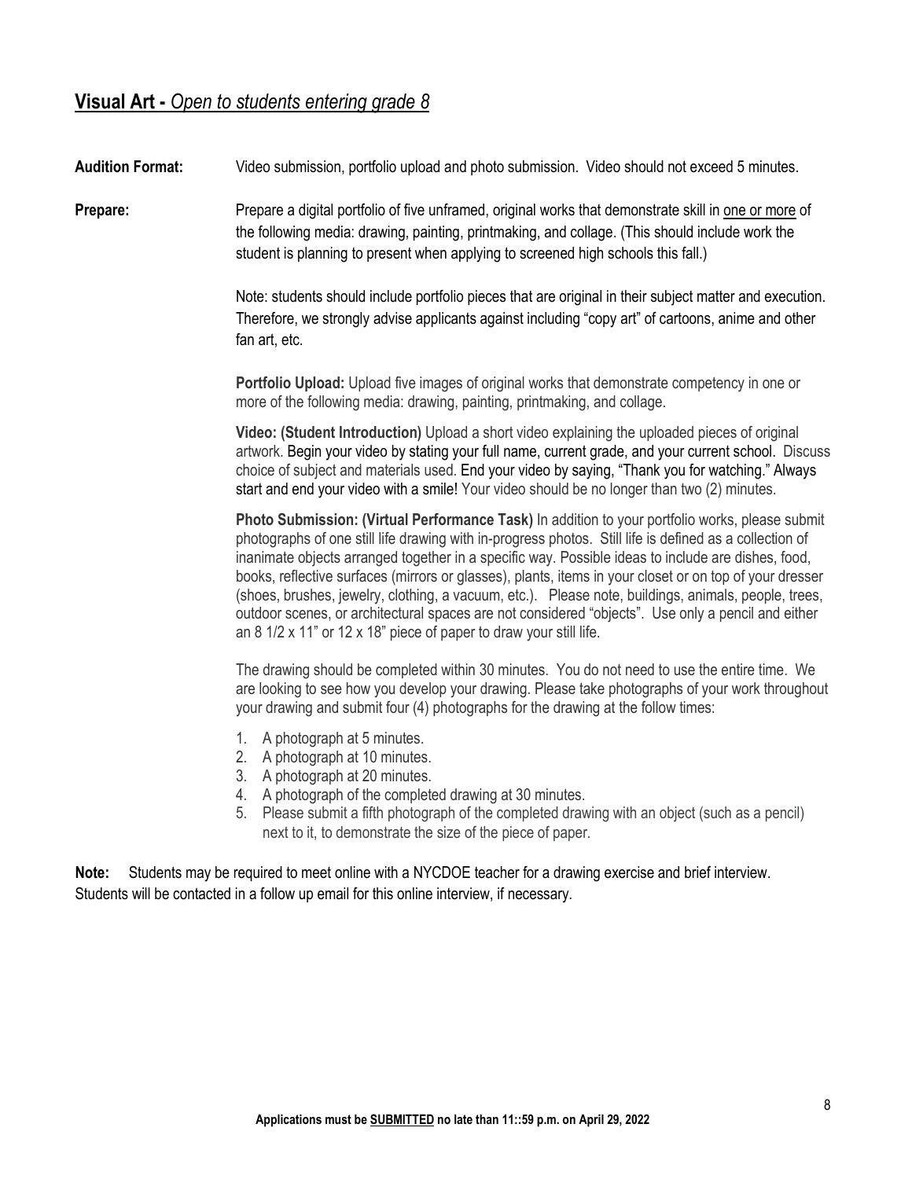## **Visual Art -** *Open to students entering grade 8*

**Audition Format:** Video submission, portfolio upload and photo submission. Video should not exceed 5 minutes.

**Prepare:** Prepare a digital portfolio of five unframed, original works that demonstrate skill in <u>one or more</u> of the following media: drawing, painting, printmaking, and collage. (This should include work the student is planning to present when applying to screened high schools this fall.)

Note: students should include portfolio pieces that are original in their subject matter and execution. Therefore, we strongly advise applicants against including "copy art" of cartoons, anime and other fan art, etc.

**Portfolio Upload:** Upload five images of original works that demonstrate competency in one or more of the following media: drawing, painting, printmaking, and collage.

**Video: (Student Introduction)** Upload a short video explaining the uploaded pieces of original artwork. Begin your video by stating your full name, current grade, and your current school. Discuss choice of subject and materials used. End your video by saying, "Thank you for watching." Always start and end your video with a smile! Your video should be no longer than two (2) minutes.

**Photo Submission: (Virtual Performance Task)** In addition to your portfolio works, please submit photographs of one still life drawing with in-progress photos. Still life is defined as a collection of inanimate objects arranged together in a specific way. Possible ideas to include are dishes, food, books, reflective surfaces (mirrors or glasses), plants, items in your closet or on top of your dresser (shoes, brushes, jewelry, clothing, a vacuum, etc.). Please note, buildings, animals, people, trees, outdoor scenes, or architectural spaces are not considered "objects". Use only a pencil and either an 8 1/2 x 11" or 12 x 18" piece of paper to draw your still life.

The drawing should be completed within 30 minutes. You do not need to use the entire time. We are looking to see how you develop your drawing. Please take photographs of your work throughout your drawing and submit four (4) photographs for the drawing at the follow times:

1. A photograph at 5 minutes.
2. A photograph at 10 minutes.
3. A photograph at 20 minutes.
4. A photograph of the completed drawing at 30 minutes.
5. Please submit a fifth photograph of the completed drawing with an object (such as a pencil) next to it, to demonstrate the size of the piece of paper.

**Note:** Students may be required to meet online with a NYCDOE teacher for a drawing exercise and brief interview. Students will be contacted in a follow up email for this online interview, if necessary.

**Applications must be <u>SUBMITTED</u> no late than 11::59 p.m. on April 29, 2022**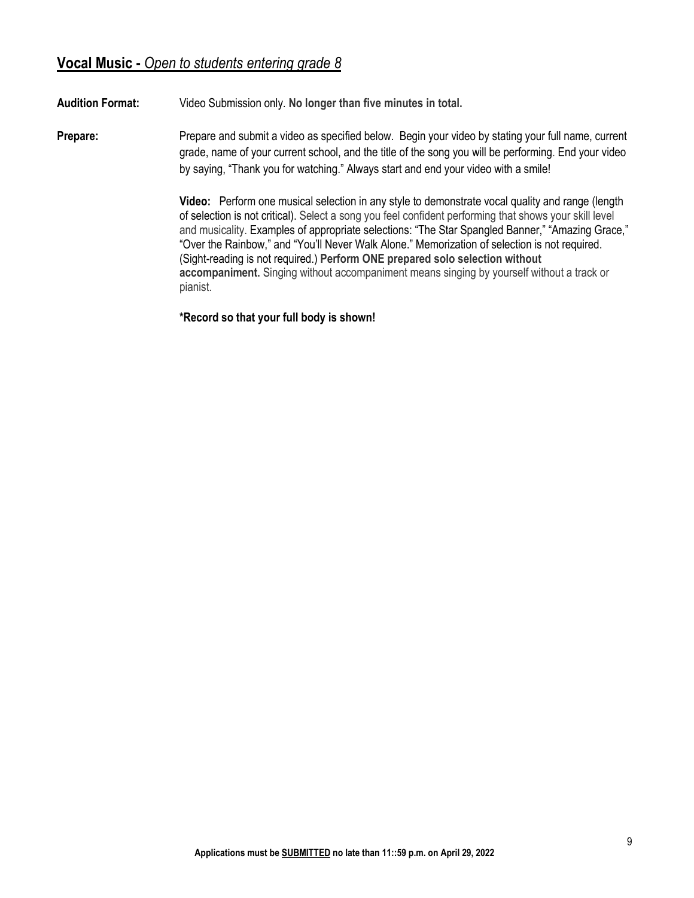## **Vocal Music -** *Open to students entering grade 8*

**Audition Format:** Video Submission only. **No longer than five minutes in total.**

**Prepare:** Prepare and submit a video as specified below. Begin your video by stating your full name, current grade, name of your current school, and the title of the song you will be performing. End your video by saying, "Thank you for watching." Always start and end your video with a smile!

**Video:** Perform one musical selection in any style to demonstrate vocal quality and range (length of selection is not critical). Select a song you feel confident performing that shows your skill level and musicality. Examples of appropriate selections: "The Star Spangled Banner," "Amazing Grace," "Over the Rainbow," and "You'll Never Walk Alone." Memorization of selection is not required. (Sight-reading is not required.) **Perform ONE prepared solo selection without accompaniment.** Singing without accompaniment means singing by yourself without a track or pianist.

**\*Record so that your full body is shown!**

**Applications must be <u>SUBMITTED</u> no late than 11::59 p.m. on April 29, 2022**